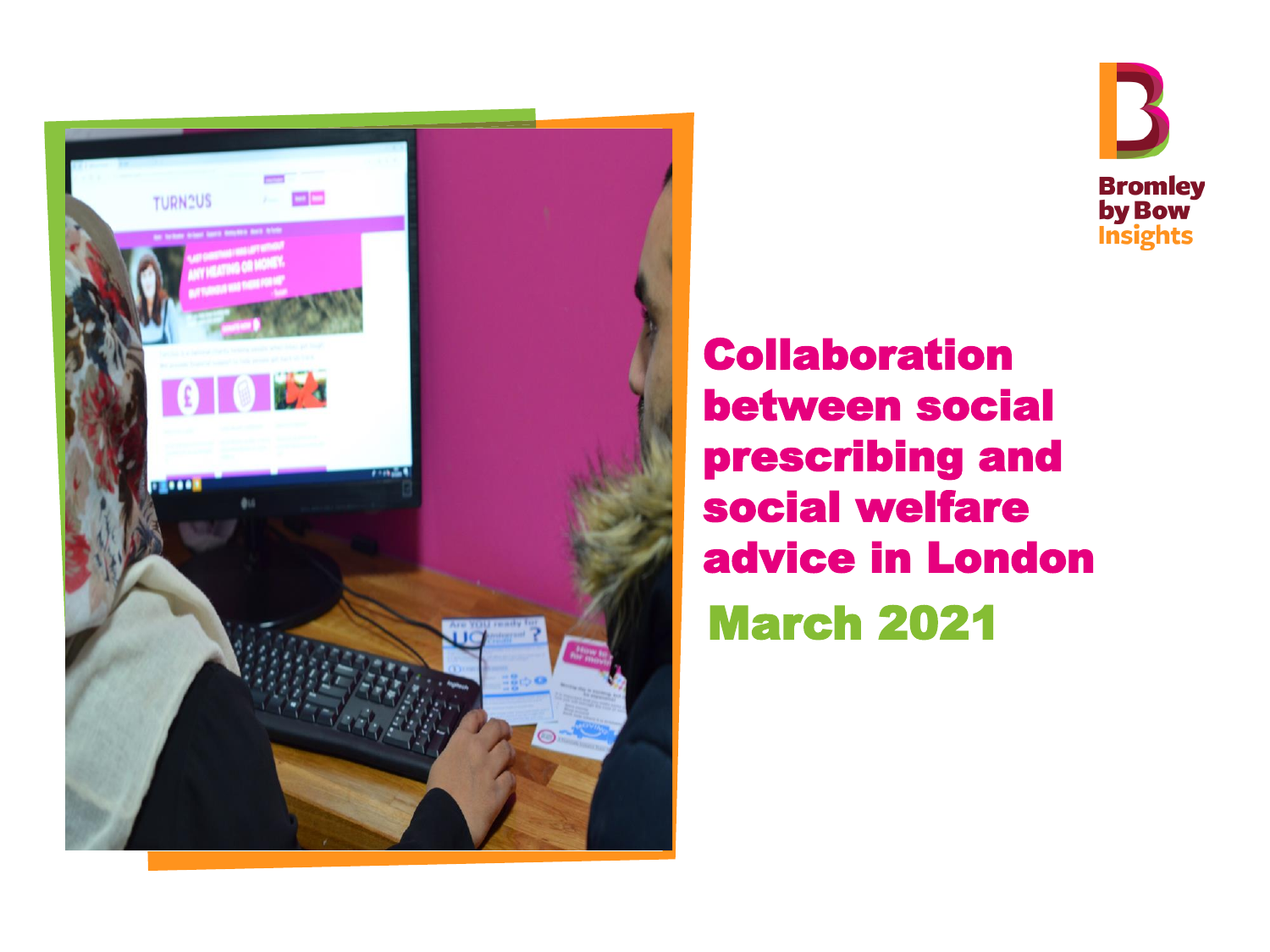Bromley by Bow Insights

# Collaboration between social prescribing and social welfare advice in London

## March 2021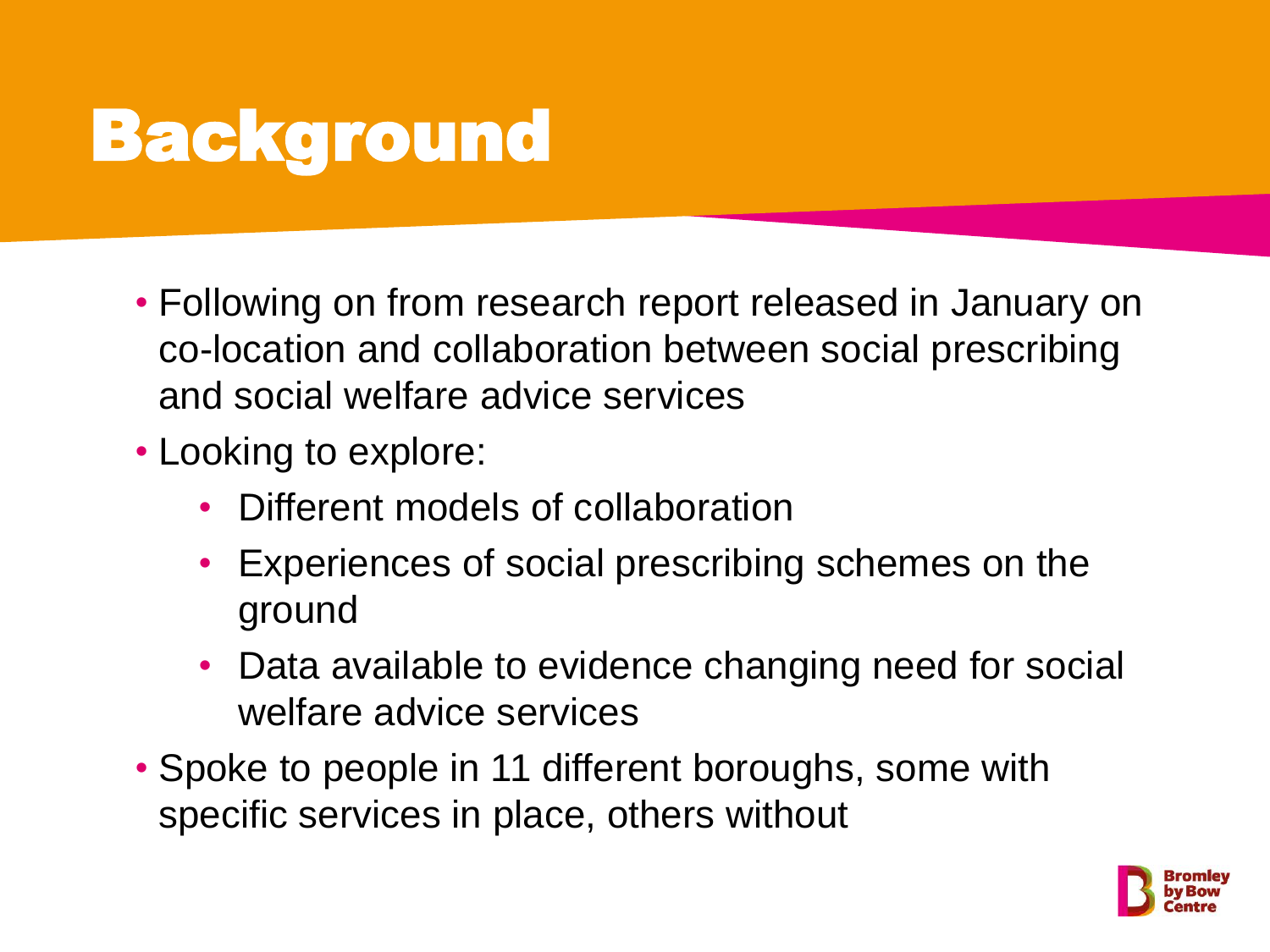# Background

- Following on from research report released in January on co-location and collaboration between social prescribing and social welfare advice services
- Looking to explore:
  - Different models of collaboration
  - Experiences of social prescribing schemes on the ground
  - Data available to evidence changing need for social welfare advice services
- Spoke to people in 11 different boroughs, some with specific services in place, others without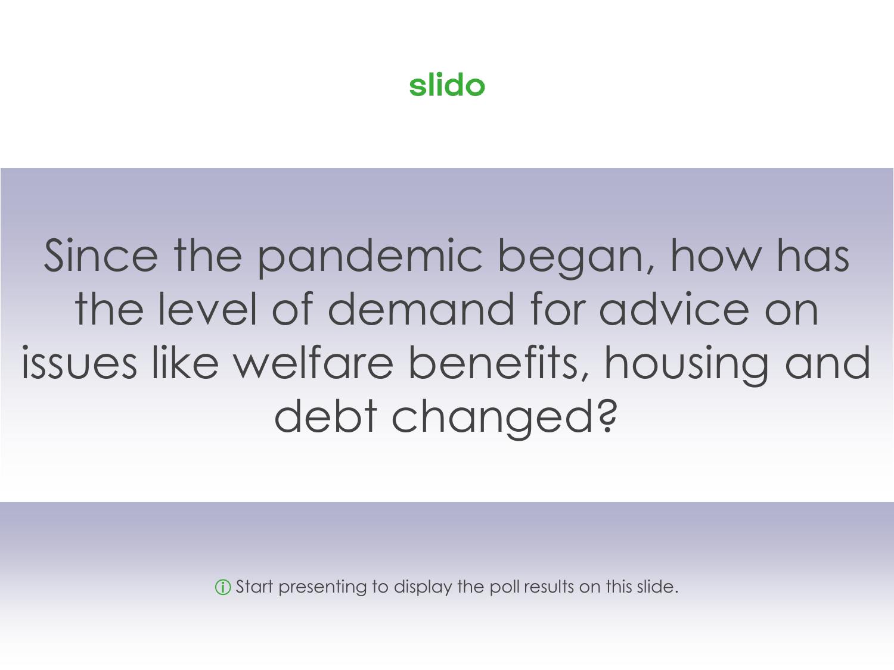slido

# Since the pandemic began, how has the level of demand for advice on issues like welfare benefits, housing and debt changed?

ⓘ Start presenting to display the poll results on this slide.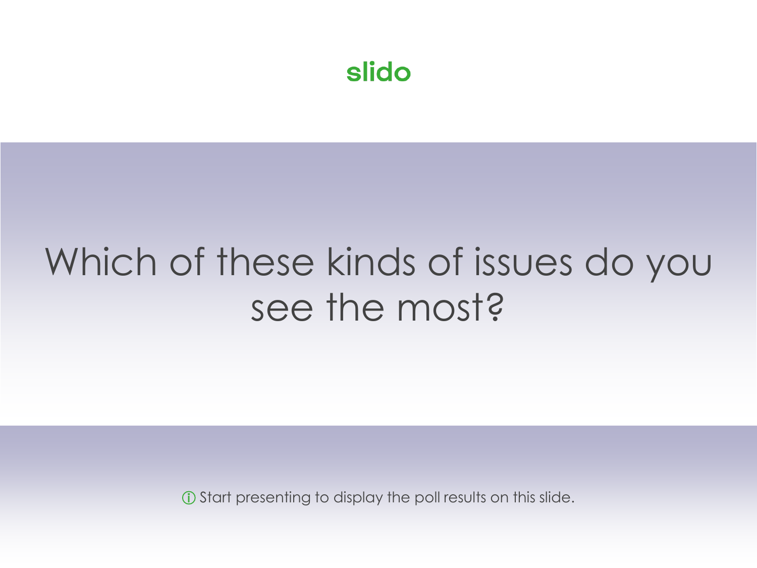slido

# Which of these kinds of issues do you see the most?

ⓘ Start presenting to display the poll results on this slide.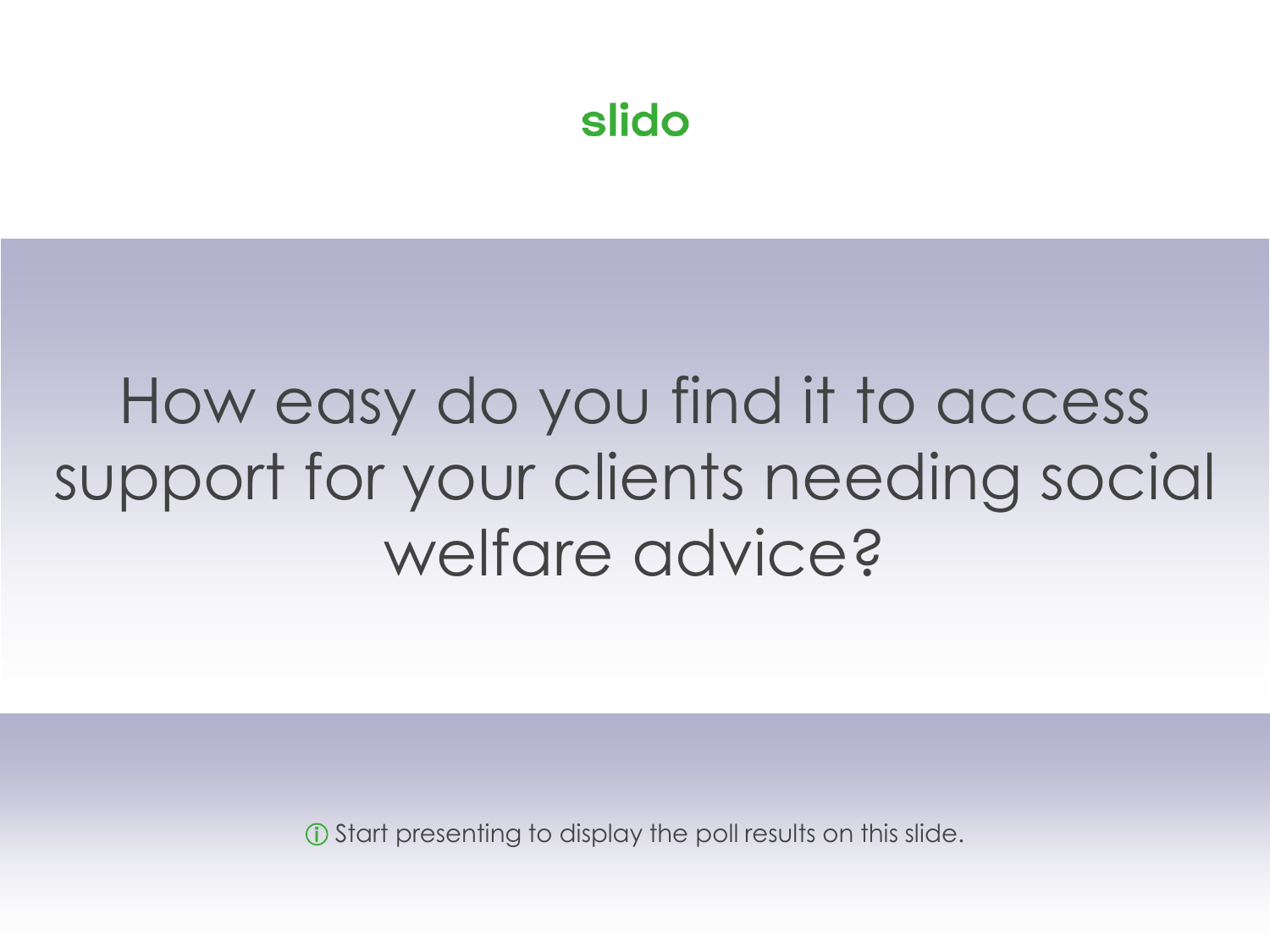slido

# How easy do you find it to access support for your clients needing social welfare advice?

ⓘ Start presenting to display the poll results on this slide.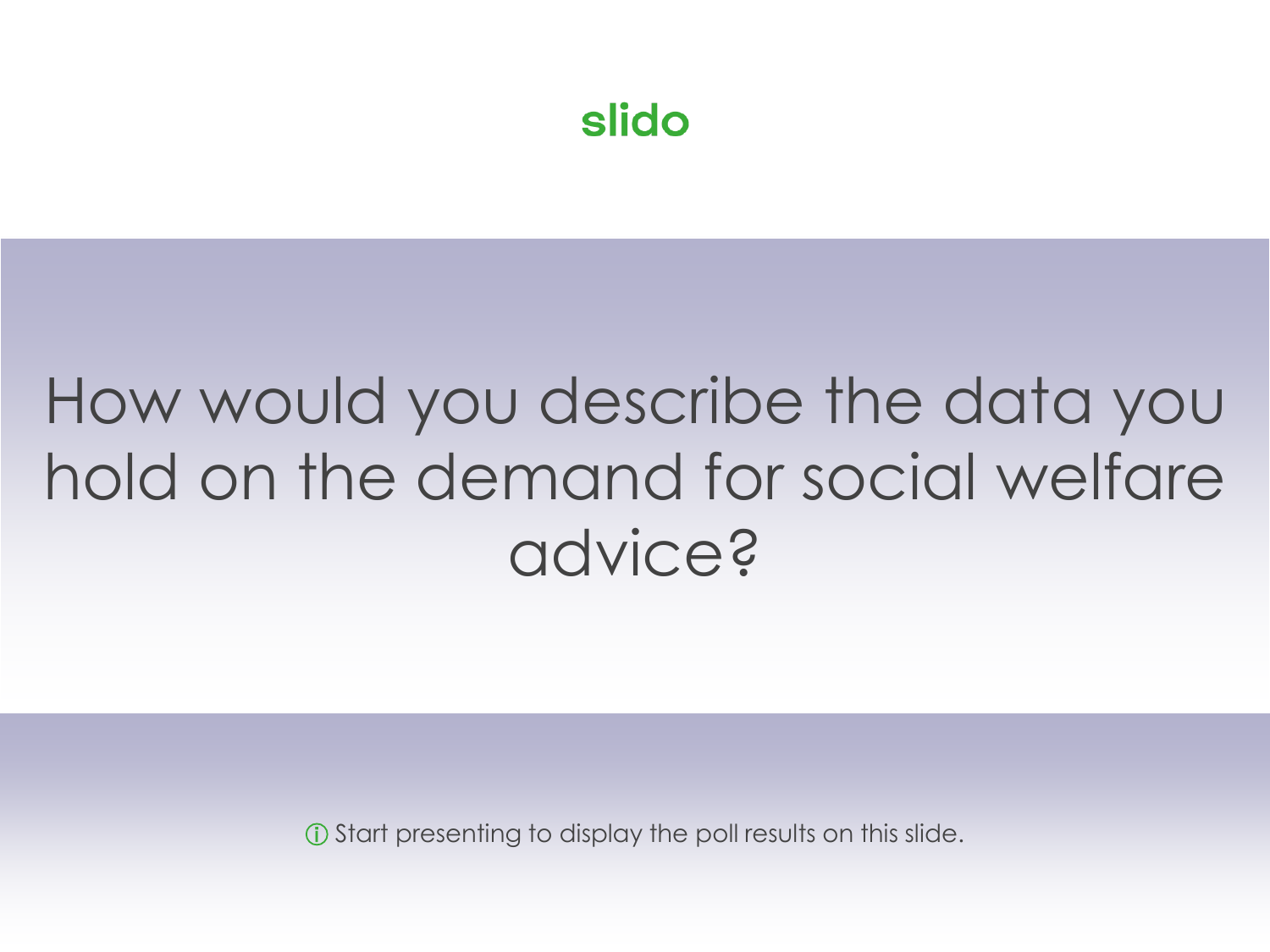slido

# How would you describe the data you hold on the demand for social welfare advice?

ⓘ Start presenting to display the poll results on this slide.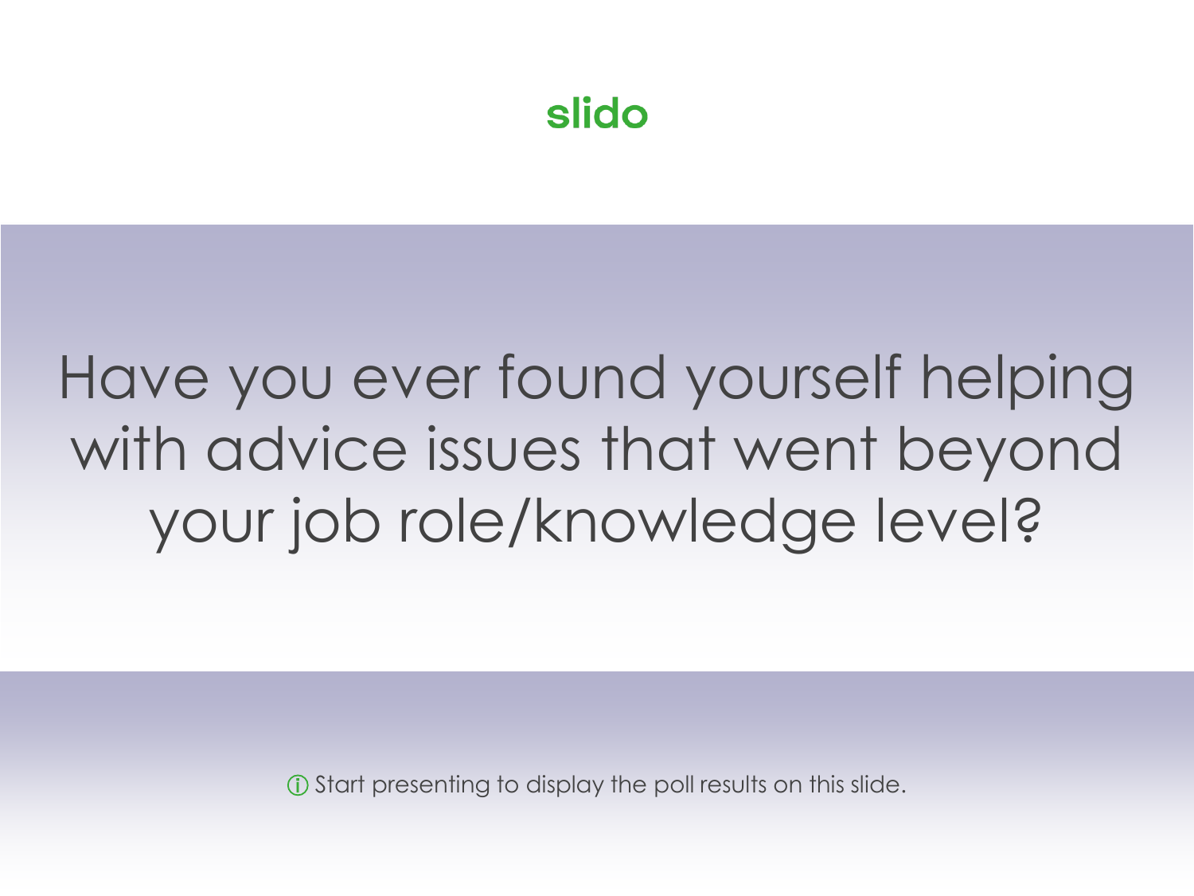slido

# Have you ever found yourself helping with advice issues that went beyond your job role/knowledge level?

ⓘ Start presenting to display the poll results on this slide.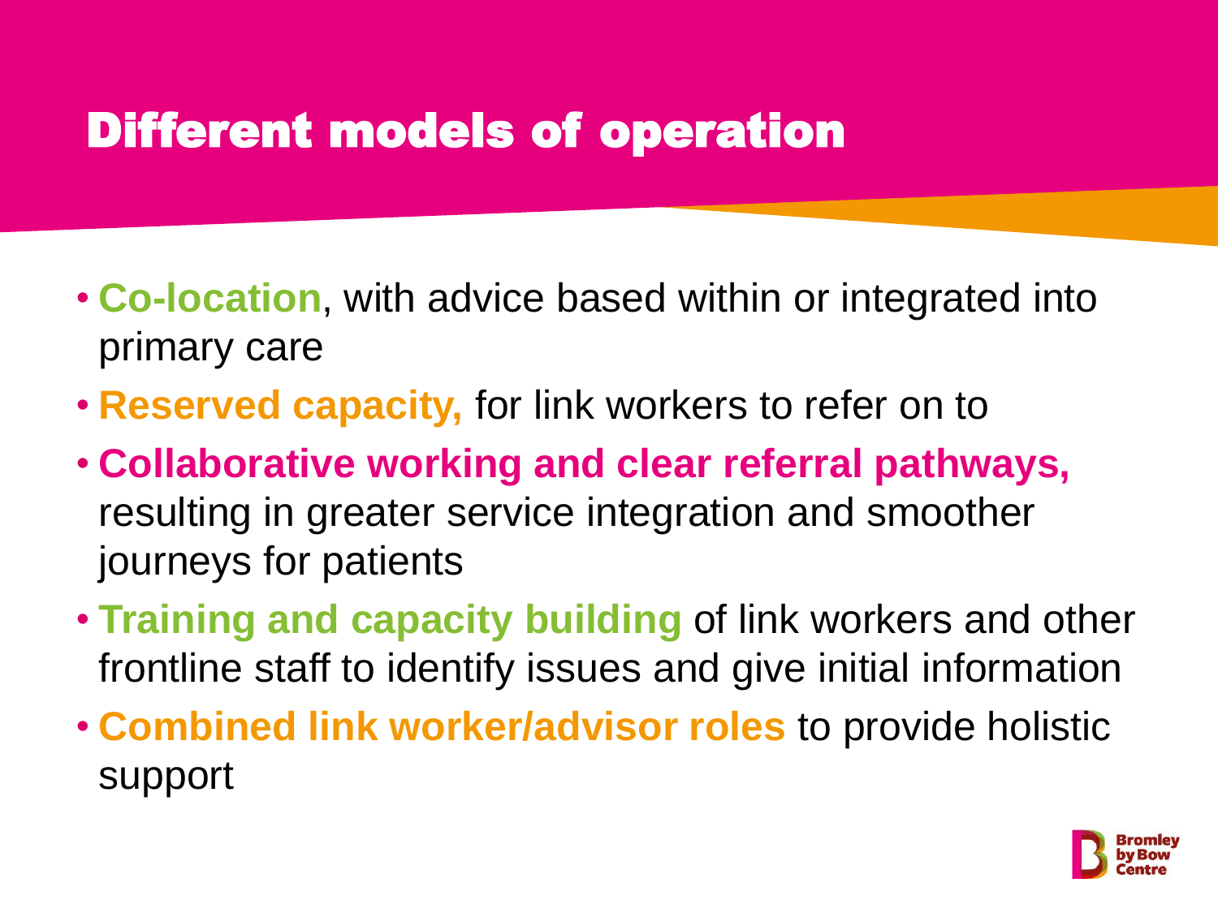# Different models of operation

- **Co-location**, with advice based within or integrated into primary care
- **Reserved capacity,** for link workers to refer on to
- **Collaborative working and clear referral pathways,** resulting in greater service integration and smoother journeys for patients
- **Training and capacity building** of link workers and other frontline staff to identify issues and give initial information
- **Combined link worker/advisor roles** to provide holistic support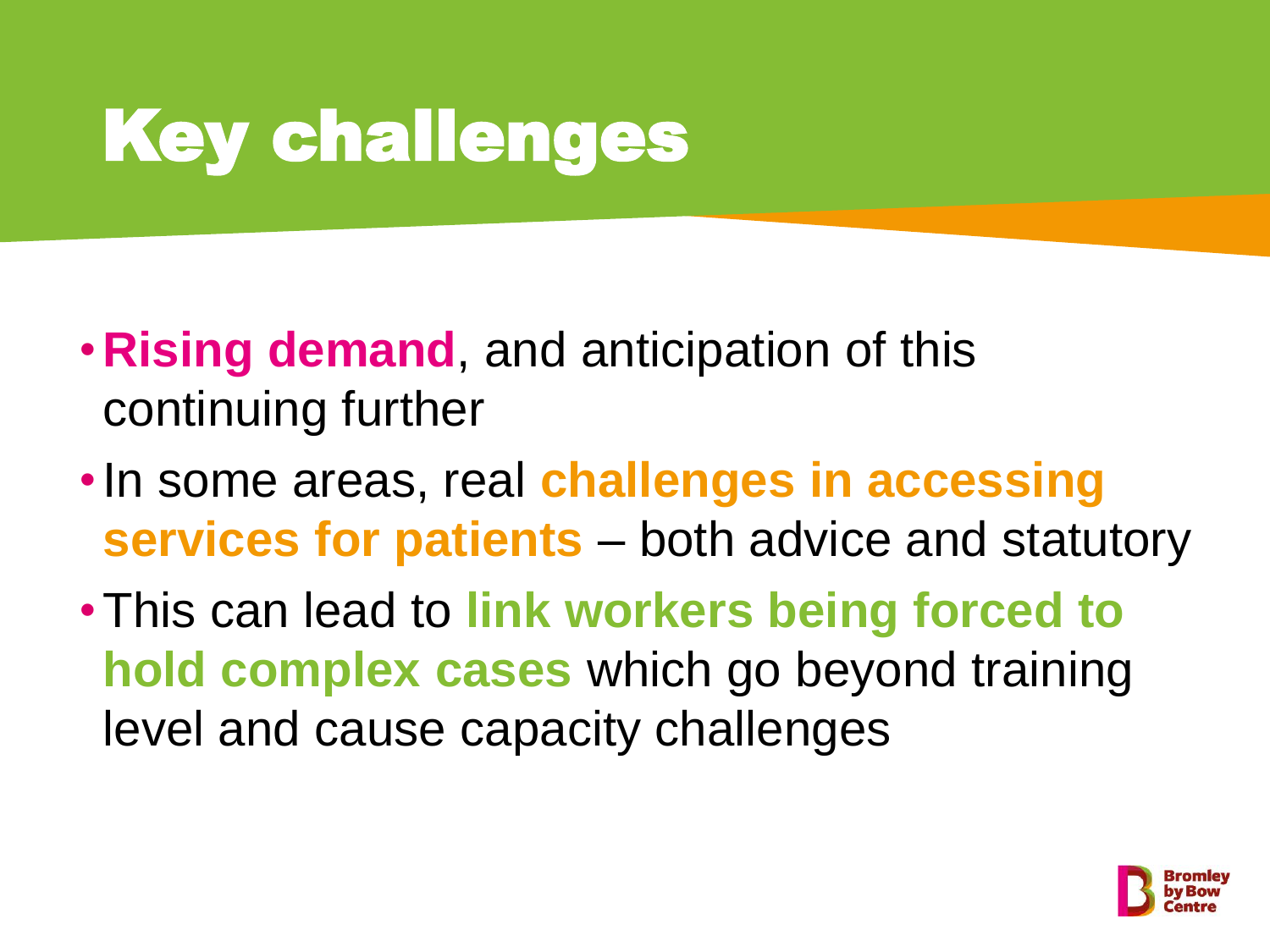# Key challenges

- **Rising demand**, and anticipation of this continuing further
- In some areas, real **challenges in accessing services for patients** – both advice and statutory
- This can lead to **link workers being forced to hold complex cases** which go beyond training level and cause capacity challenges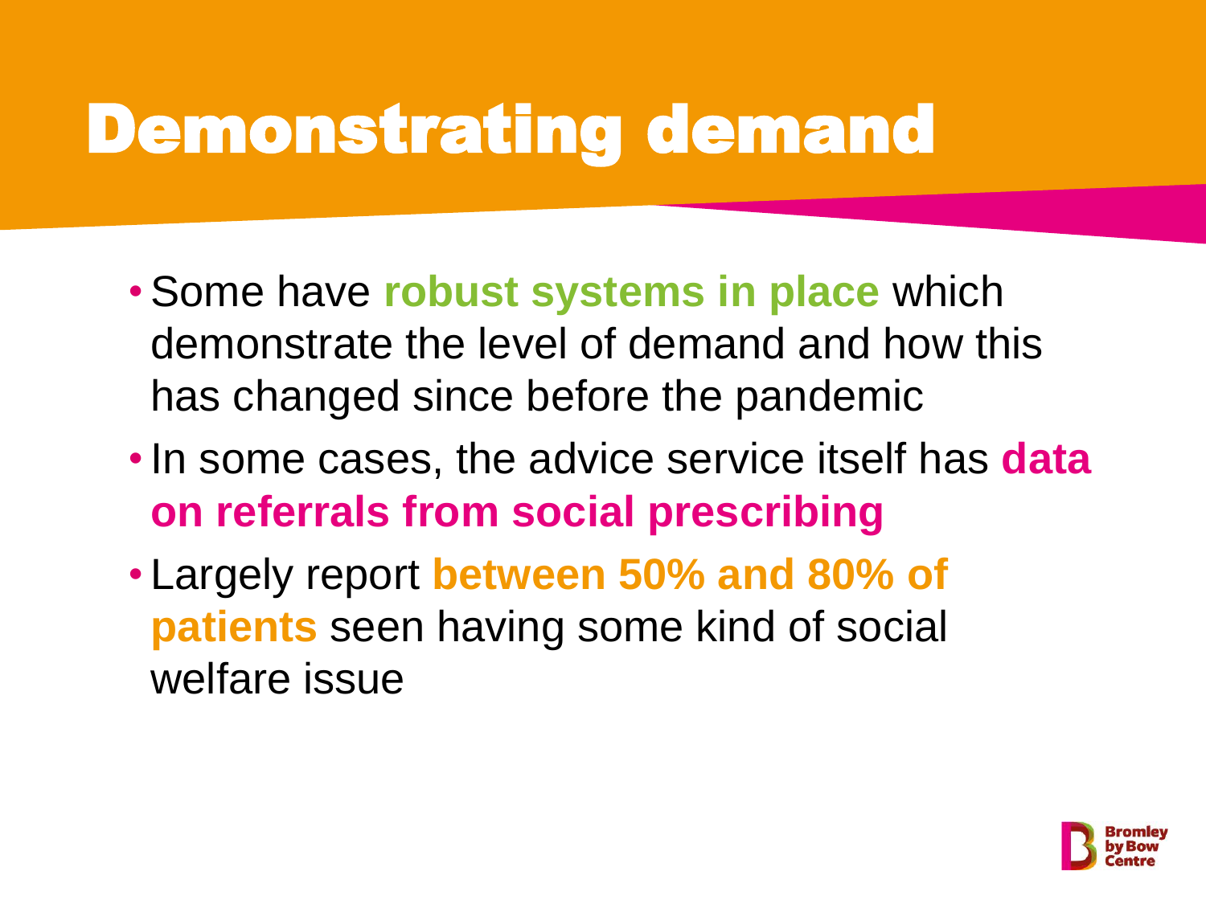# Demonstrating demand

- Some have **robust systems in place** which demonstrate the level of demand and how this has changed since before the pandemic
- In some cases, the advice service itself has **data on referrals from social prescribing**
- Largely report **between 50% and 80% of patients** seen having some kind of social welfare issue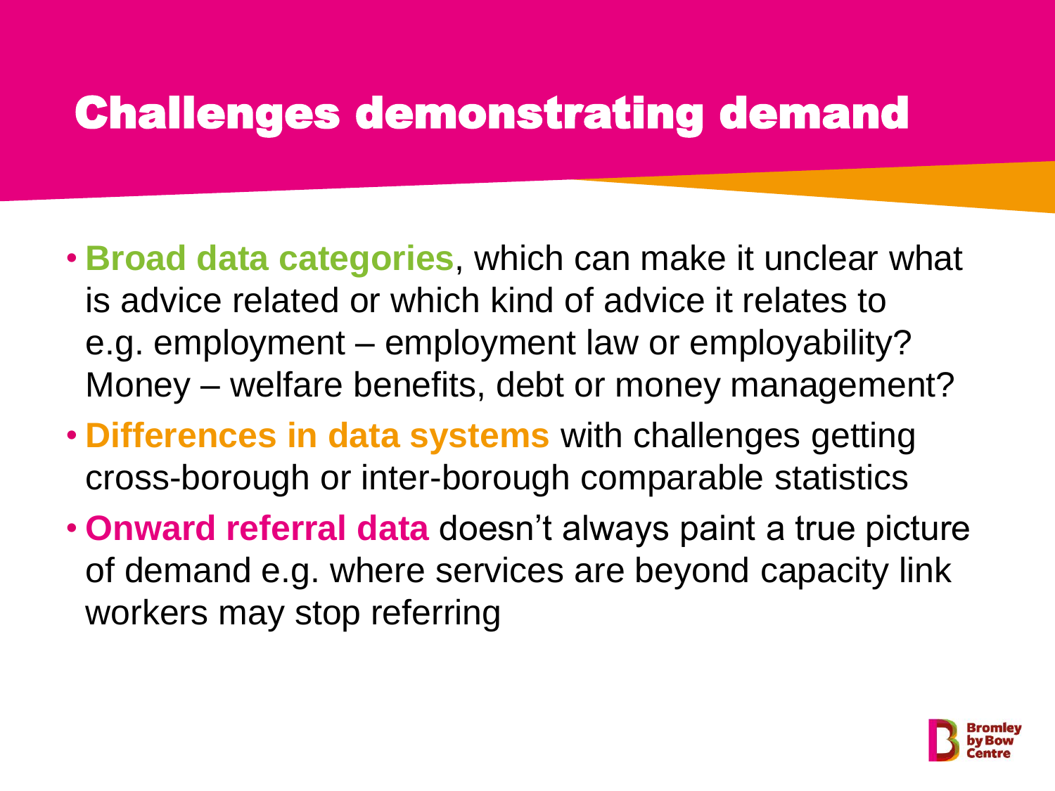# Challenges demonstrating demand

- **Broad data categories**, which can make it unclear what is advice related or which kind of advice it relates to e.g. employment – employment law or employability? Money – welfare benefits, debt or money management?
- **Differences in data systems** with challenges getting cross-borough or inter-borough comparable statistics
- **Onward referral data** doesn't always paint a true picture of demand e.g. where services are beyond capacity link workers may stop referring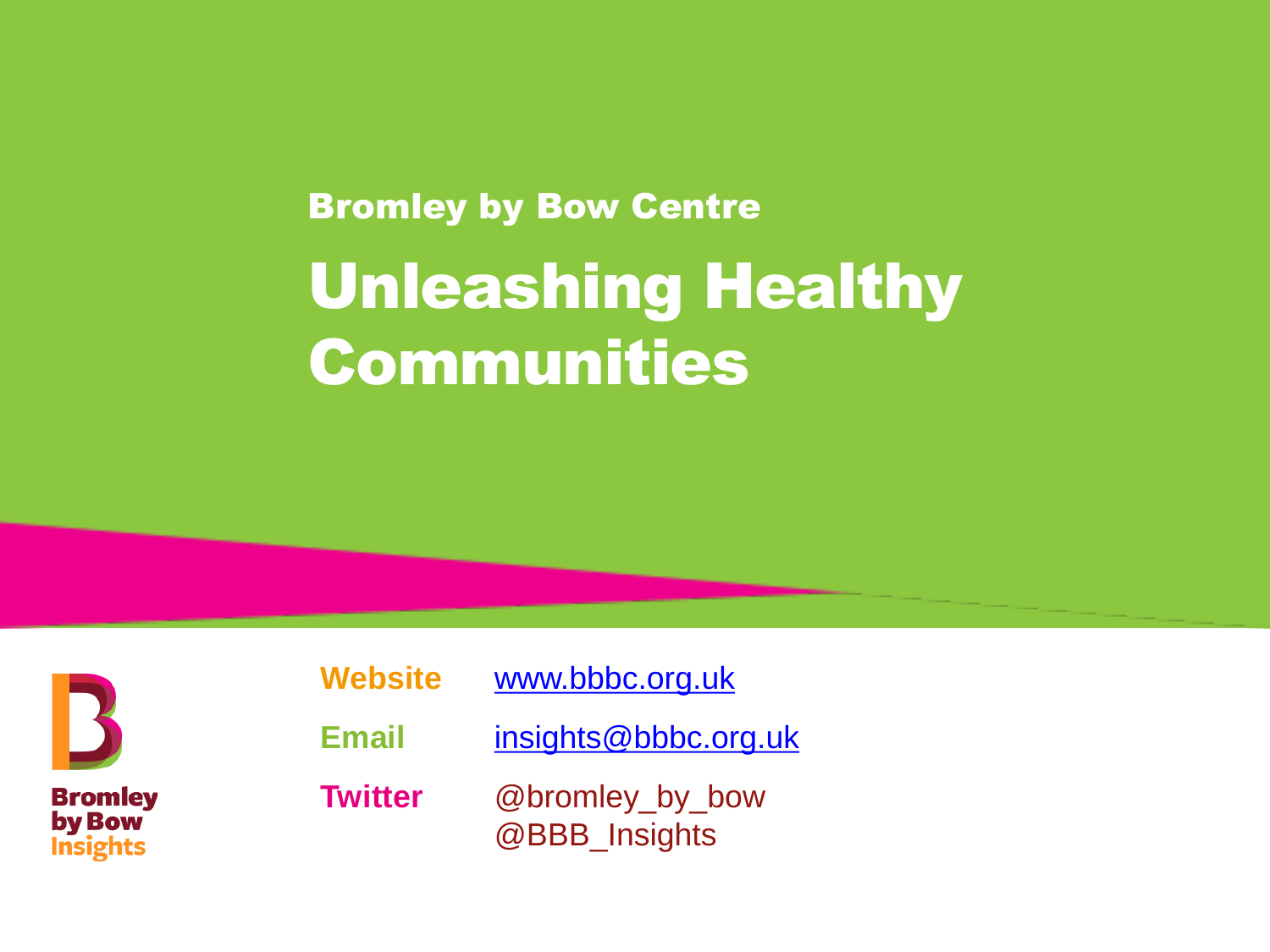Bromley by Bow Centre

# Unleashing Healthy Communities

Bromley by Bow Insights

| | |
|---|---|
| **Website** | www.bbbc.org.uk |
| **Email** | insights@bbbc.org.uk |
| **Twitter** | @bromley_by_bow<br>@BBB_Insights |